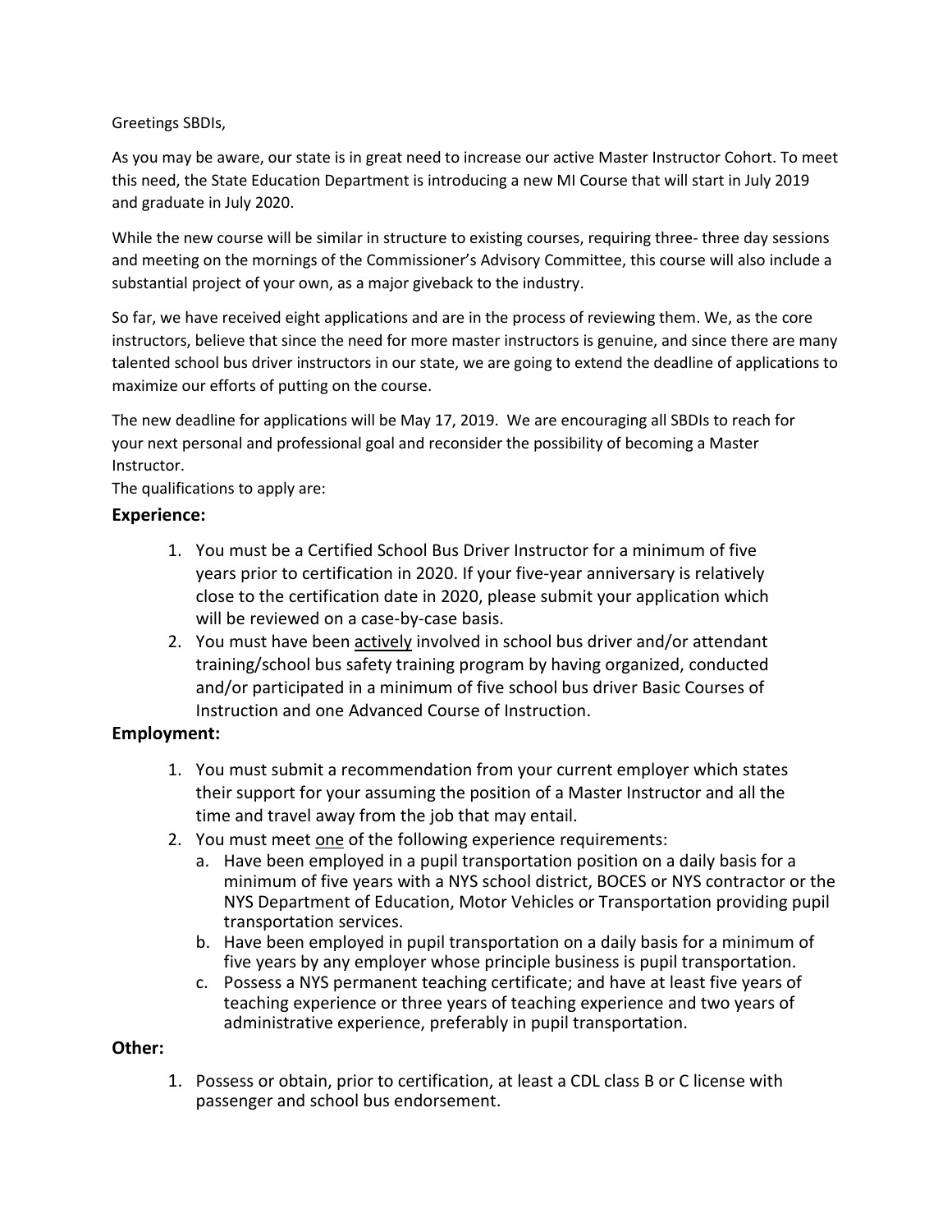Greetings SBDIs,

As you may be aware, our state is in great need to increase our active Master Instructor Cohort. To meet this need, the State Education Department is introducing a new MI Course that will start in July 2019 and graduate in July 2020.

While the new course will be similar in structure to existing courses, requiring three- three day sessions and meeting on the mornings of the Commissioner's Advisory Committee, this course will also include a substantial project of your own, as a major giveback to the industry.

So far, we have received eight applications and are in the process of reviewing them. We, as the core instructors, believe that since the need for more master instructors is genuine, and since there are many talented school bus driver instructors in our state, we are going to extend the deadline of applications to maximize our efforts of putting on the course.

The new deadline for applications will be May 17, 2019. We are encouraging all SBDIs to reach for your next personal and professional goal and reconsider the possibility of becoming a Master Instructor.

The qualifications to apply are:

### Experience:

1. You must be a Certified School Bus Driver Instructor for a minimum of five years prior to certification in 2020. If your five-year anniversary is relatively close to the certification date in 2020, please submit your application which will be reviewed on a case-by-case basis.
2. You must have been actively involved in school bus driver and/or attendant training/school bus safety training program by having organized, conducted and/or participated in a minimum of five school bus driver Basic Courses of Instruction and one Advanced Course of Instruction.

### Employment:

1. You must submit a recommendation from your current employer which states their support for your assuming the position of a Master Instructor and all the time and travel away from the job that may entail.
2. You must meet one of the following experience requirements:
   a. Have been employed in a pupil transportation position on a daily basis for a minimum of five years with a NYS school district, BOCES or NYS contractor or the NYS Department of Education, Motor Vehicles or Transportation providing pupil transportation services.
   b. Have been employed in pupil transportation on a daily basis for a minimum of five years by any employer whose principle business is pupil transportation.
   c. Possess a NYS permanent teaching certificate; and have at least five years of teaching experience or three years of teaching experience and two years of administrative experience, preferably in pupil transportation.

### Other:

1. Possess or obtain, prior to certification, at least a CDL class B or C license with passenger and school bus endorsement.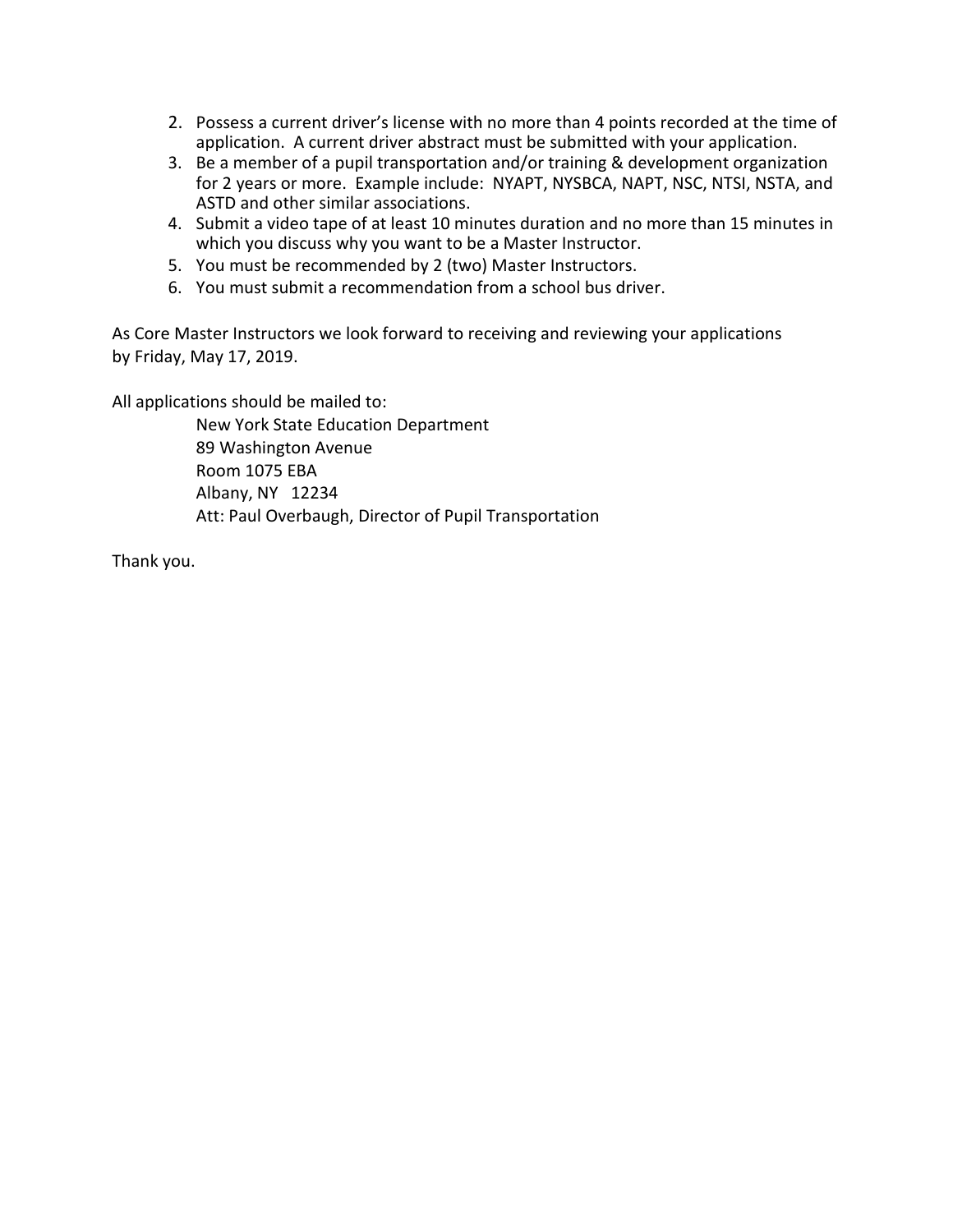2. Possess a current driver's license with no more than 4 points recorded at the time of application. A current driver abstract must be submitted with your application.
3. Be a member of a pupil transportation and/or training & development organization for 2 years or more. Example include: NYAPT, NYSBCA, NAPT, NSC, NTSI, NSTA, and ASTD and other similar associations.
4. Submit a video tape of at least 10 minutes duration and no more than 15 minutes in which you discuss why you want to be a Master Instructor.
5. You must be recommended by 2 (two) Master Instructors.
6. You must submit a recommendation from a school bus driver.

As Core Master Instructors we look forward to receiving and reviewing your applications by Friday, May 17, 2019.

All applications should be mailed to:

New York State Education Department
89 Washington Avenue
Room 1075 EBA
Albany, NY 12234
Att: Paul Overbaugh, Director of Pupil Transportation

Thank you.